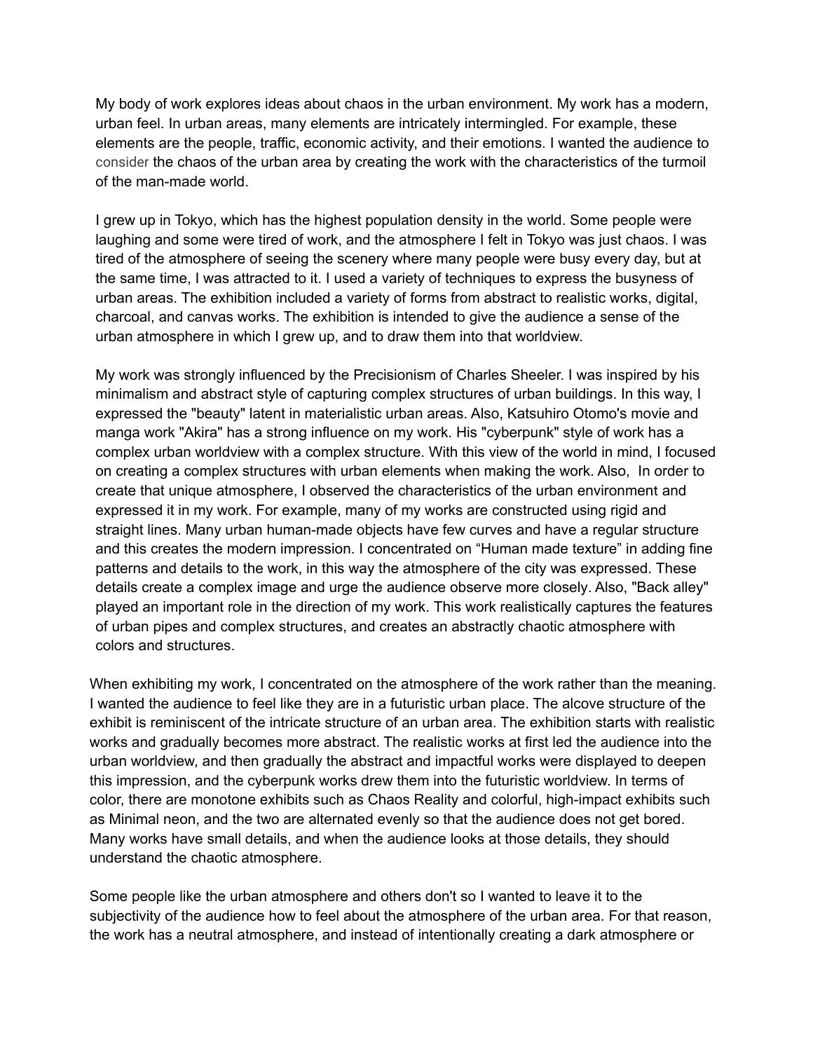My body of work explores ideas about chaos in the urban environment. My work has a modern, urban feel. In urban areas, many elements are intricately intermingled. For example, these elements are the people, traffic, economic activity, and their emotions. I wanted the audience to consider the chaos of the urban area by creating the work with the characteristics of the turmoil of the man-made world.

I grew up in Tokyo, which has the highest population density in the world. Some people were laughing and some were tired of work, and the atmosphere I felt in Tokyo was just chaos. I was tired of the atmosphere of seeing the scenery where many people were busy every day, but at the same time, I was attracted to it. I used a variety of techniques to express the busyness of urban areas. The exhibition included a variety of forms from abstract to realistic works, digital, charcoal, and canvas works. The exhibition is intended to give the audience a sense of the urban atmosphere in which I grew up, and to draw them into that worldview.

My work was strongly influenced by the Precisionism of Charles Sheeler. I was inspired by his minimalism and abstract style of capturing complex structures of urban buildings. In this way, I expressed the "beauty" latent in materialistic urban areas. Also, Katsuhiro Otomo's movie and manga work "Akira" has a strong influence on my work. His "cyberpunk" style of work has a complex urban worldview with a complex structure. With this view of the world in mind, I focused on creating a complex structures with urban elements when making the work. Also, In order to create that unique atmosphere, I observed the characteristics of the urban environment and expressed it in my work. For example, many of my works are constructed using rigid and straight lines. Many urban human-made objects have few curves and have a regular structure and this creates the modern impression. I concentrated on "Human made texture" in adding fine patterns and details to the work, in this way the atmosphere of the city was expressed. These details create a complex image and urge the audience observe more closely. Also, "Back alley" played an important role in the direction of my work. This work realistically captures the features of urban pipes and complex structures, and creates an abstractly chaotic atmosphere with colors and structures.

When exhibiting my work, I concentrated on the atmosphere of the work rather than the meaning. I wanted the audience to feel like they are in a futuristic urban place. The alcove structure of the exhibit is reminiscent of the intricate structure of an urban area. The exhibition starts with realistic works and gradually becomes more abstract. The realistic works at first led the audience into the urban worldview, and then gradually the abstract and impactful works were displayed to deepen this impression, and the cyberpunk works drew them into the futuristic worldview. In terms of color, there are monotone exhibits such as Chaos Reality and colorful, high-impact exhibits such as Minimal neon, and the two are alternated evenly so that the audience does not get bored. Many works have small details, and when the audience looks at those details, they should understand the chaotic atmosphere.

Some people like the urban atmosphere and others don't so I wanted to leave it to the subjectivity of the audience how to feel about the atmosphere of the urban area. For that reason, the work has a neutral atmosphere, and instead of intentionally creating a dark atmosphere or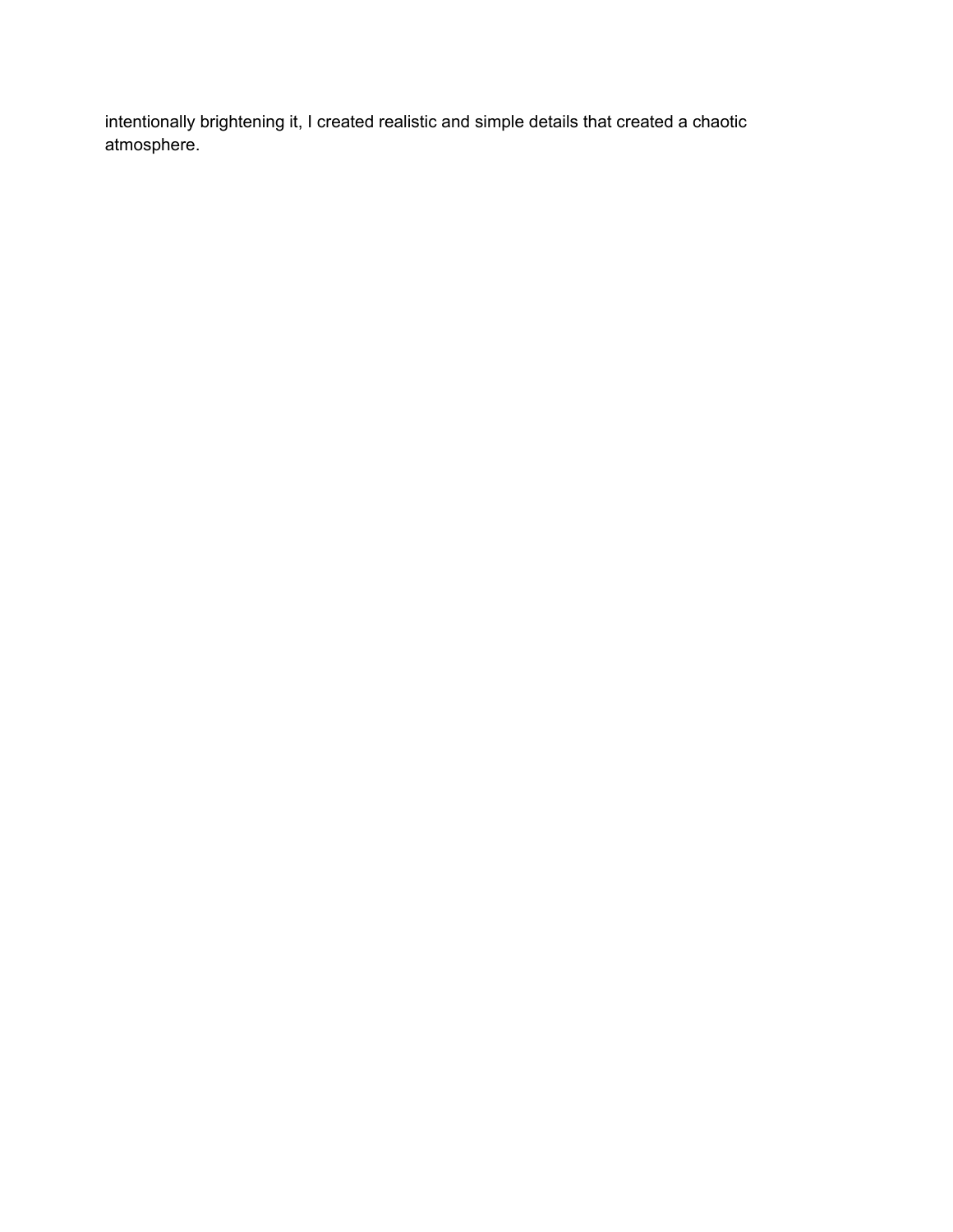intentionally brightening it, I created realistic and simple details that created a chaotic atmosphere.